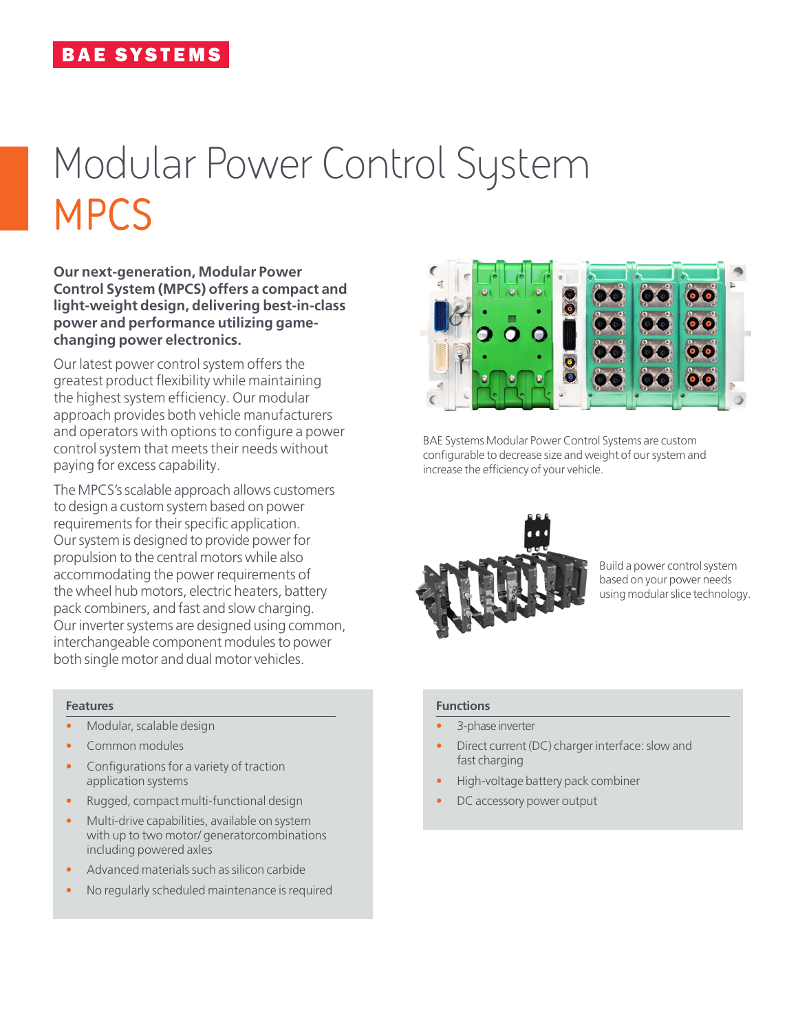BAE SYSTEMS

# Modular Power Control System
# MPCS

**Our next-generation, Modular Power Control System (MPCS) offers a compact and light-weight design, delivering best-in-class power and performance utilizing game-changing power electronics.**

Our latest power control system offers the greatest product flexibility while maintaining the highest system efficiency. Our modular approach provides both vehicle manufacturers and operators with options to configure a power control system that meets their needs without paying for excess capability.

The MPCS's scalable approach allows customers to design a custom system based on power requirements for their specific application. Our system is designed to provide power for propulsion to the central motors while also accommodating the power requirements of the wheel hub motors, electric heaters, battery pack combiners, and fast and slow charging. Our inverter systems are designed using common, interchangeable component modules to power both single motor and dual motor vehicles.

BAE Systems Modular Power Control Systems are custom configurable to decrease size and weight of our system and increase the efficiency of your vehicle.

Build a power control system based on your power needs using modular slice technology.

### Features

- Modular, scalable design
- Common modules
- Configurations for a variety of traction application systems
- Rugged, compact multi-functional design
- Multi-drive capabilities, available on system with up to two motor/ generatorcombinations including powered axles
- Advanced materials such as silicon carbide
- No regularly scheduled maintenance is required

### Functions

- 3-phase inverter
- Direct current (DC) charger interface: slow and fast charging
- High-voltage battery pack combiner
- DC accessory power output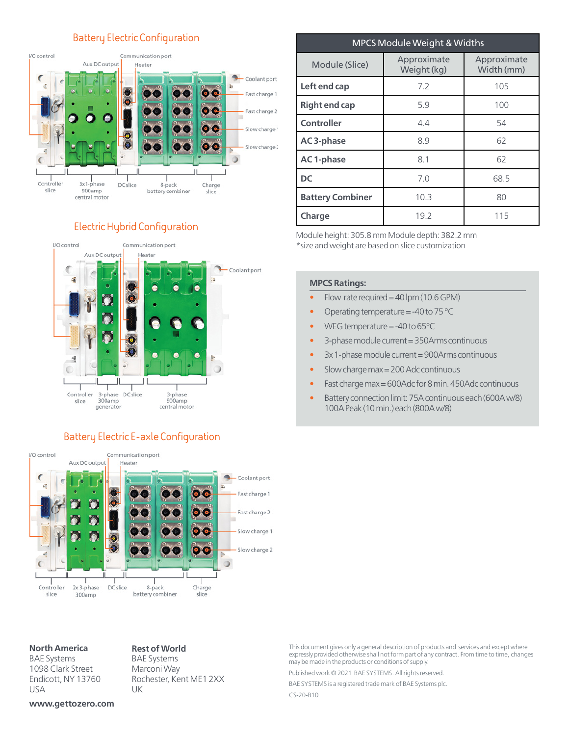## Battery Electric Configuration

I/O control
Communication port
Aux DC output
Heater
Coolant port
Fast charge 1
Fast charge 2
Slow charge 1
Slow charge 2
Controller slice
3x1-phase 900amp central motor
DC slice
8-pack battery combiner
Charge slice

## Electric Hybrid Configuration

I/O control
Communication port
Aux DC output
Heater
Coolant port
Controller slice
3-phase 300amp generator
DC slice
3-phase 900amp central motor

## Battery Electric E-axle Configuration

I/O control
Communication port
Aux DC output
Heater
Coolant port
Fast charge 1
Fast charge 2
Slow charge 1
Slow charge 2
Controller slice
2x 3-phase 300amp
DC slice
8-pack battery combiner
Charge slice

| MPCS Module Weight & Widths | | |
|---|---|---|
| **Module (Slice)** | **Approximate Weight (kg)** | **Approximate Width (mm)** |
| **Left end cap** | 7.2 | 105 |
| **Right end cap** | 5.9 | 100 |
| **Controller** | 4.4 | 54 |
| **AC 3-phase** | 8.9 | 62 |
| **AC 1-phase** | 8.1 | 62 |
| **DC** | 7.0 | 68.5 |
| **Battery Combiner** | 10.3 | 80 |
| **Charge** | 19.2 | 115 |

Module height: 305.8 mm Module depth: 382.2 mm
*size and weight are based on slice customization

### MPCS Ratings:

- Flow rate required = 40 lpm (10.6 GPM)
- Operating temperature = -40 to 75 °C
- WEG temperature = -40 to 65°C
- 3-phase module current = 350Arms continuous
- 3x 1-phase module current = 900Arms continuous
- Slow charge max = 200 Adc continuous
- Fast charge max = 600Adc for 8 min. 450Adc continuous
- Battery connection limit: 75A continuous each (600A w/8) 100A Peak (10 min.) each (800A w/8)

**North America**
BAE Systems
1098 Clark Street
Endicott, NY 13760
USA

**Rest of World**
BAE Systems
Marconi Way
Rochester, Kent ME1 2XX
UK

**www.gettozero.com**

This document gives only a general description of products and services and except where expressly provided otherwise shall not form part of any contract. From time to time, changes may be made in the products or conditions of supply.

Published work © 2021 BAE SYSTEMS. All rights reserved.

BAE SYSTEMS is a registered trade mark of BAE Systems plc.

CS-20-B10